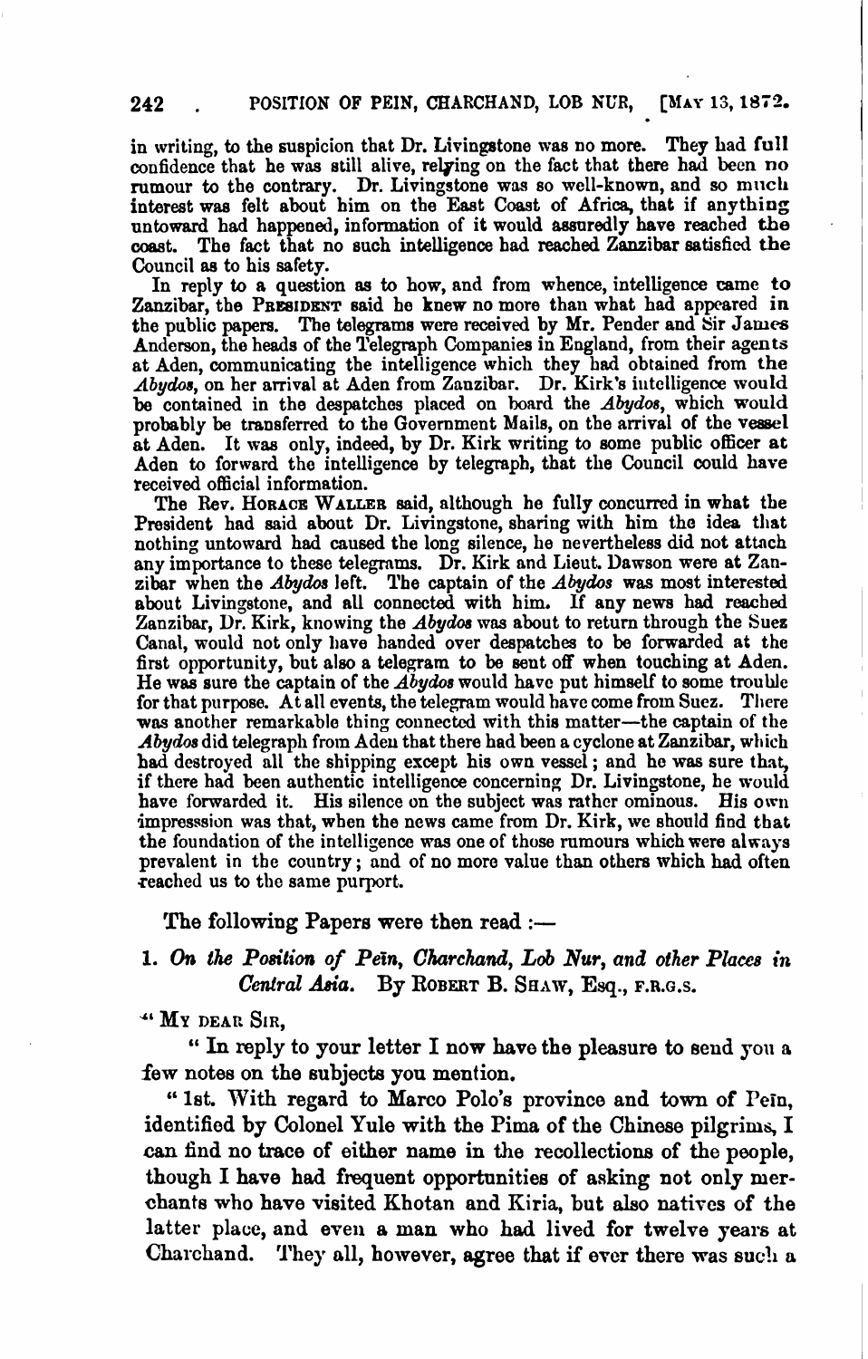in writing, to the suspicion that Dr. Livingstone was no more. They had full confidence that he was still alive, relying on the fact that there had been no rumour to the contrary. Dr. Livingstone was so well-known, and so much interest was felt about him on the East Coast of Africa, that if anything untoward had happened, information of it would assuredly have reached the coast. The fact that no such intelligence had reached Zanzibar satisfied the Council as to his safety.

In reply to a question as to how, and from whence, intelligence came to Zanzibar, the PRESIDENT said he knew no more than what had appeared in the public papers. The telegrams were received by Mr. Pender and Sir James Anderson, the heads of the Telegraph Companies in England, from their agents at Aden, communicating the intelligence which they had obtained from the *Abydos*, on her arrival at Aden from Zanzibar. Dr. Kirk's intelligence would be contained in the despatches placed on board the *Abydos*, which would probably be transferred to the Government Mails, on the arrival of the vessel at Aden. It was only, indeed, by Dr. Kirk writing to some public officer at Aden to forward the intelligence by telegraph, that the Council could have received official information.

The Rev. HORACE WALLER said, although he fully concurred in what the President had said about Dr. Livingstone, sharing with him the idea that nothing untoward had caused the long silence, he nevertheless did not attach any importance to these telegrams. Dr. Kirk and Lieut. Dawson were at Zanzibar when the *Abydos* left. The captain of the *Abydos* was most interested about Livingstone, and all connected with him. If any news had reached Zanzibar, Dr. Kirk, knowing the *Abydos* was about to return through the Suez Canal, would not only have handed over despatches to be forwarded at the first opportunity, but also a telegram to be sent off when touching at Aden. He was sure the captain of the *Abydos* would have put himself to some trouble for that purpose. At all events, the telegram would have come from Suez. There was another remarkable thing connected with this matter—the captain of the *Abydos* did telegraph from Aden that there had been a cyclone at Zanzibar, which had destroyed all the shipping except his own vessel; and he was sure that, if there had been authentic intelligence concerning Dr. Livingstone, he would have forwarded it. His silence on the subject was rather ominous. His own impresssion was that, when the news came from Dr. Kirk, we should find that the foundation of the intelligence was one of those rumours which were always prevalent in the country; and of no more value than others which had often reached us to the same purport.

The following Papers were then read :—

## 1. *On the Position of Peïn, Charchand, Lob Nur, and other Places in Central Asia.* By ROBERT B. SHAW, Esq., F.R.G.S.

"MY DEAR SIR,

"In reply to your letter I now have the pleasure to send you a few notes on the subjects you mention.

"1st. With regard to Marco Polo's province and town of Peïn, identified by Colonel Yule with the Pima of the Chinese pilgrims, I can find no trace of either name in the recollections of the people, though I have had frequent opportunities of asking not only merchants who have visited Khotan and Kiria, but also natives of the latter place, and even a man who had lived for twelve years at Charchand. They all, however, agree that if ever there was such a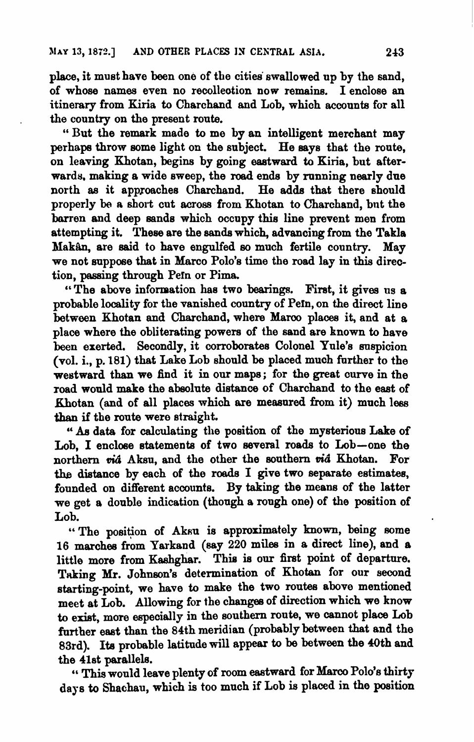place, it must have been one of the cities swallowed up by the sand, of whose names even no recollection now remains. I enclose an itinerary from Kiria to Charchand and Lob, which accounts for all the country on the present route.

"But the remark made to me by an intelligent merchant may perhaps throw some light on the subject. He says that the route, on leaving Khotan, begins by going eastward to Kiria, but afterwards, making a wide sweep, the road ends by running nearly due north as it approaches Charchand. He adds that there should properly be a short cut across from Khotan to Charchand, but the barren and deep sands which occupy this line prevent men from attempting it. These are the sands which, advancing from the Takla Makân, are said to have engulfed so much fertile country. May we not suppose that in Marco Polo's time the road lay in this direction, passing through Peïn or Pima.

"The above information has two bearings. First, it gives us a probable locality for the vanished country of Peïn, on the direct line between Khotan and Charchand, where Marco places it, and at a place where the obliterating powers of the sand are known to have been exerted. Secondly, it corroborates Colonel Yule's suspicion (vol. i., p. 181) that Lake Lob should be placed much further to the westward than we find it in our maps; for the great curve in the road would make the absolute distance of Charchand to the east of Khotan (and of all places which are measured from it) much less than if the route were straight.

"As data for calculating the position of the mysterious Lake of Lob, I enclose statements of two several roads to Lob—one the northern *viâ* Aksu, and the other the southern *viâ* Khotan. For the distance by each of the roads I give two separate estimates, founded on different accounts. By taking the means of the latter we get a double indication (though a rough one) of the position of Lob.

"The position of Aksu is approximately known, being some 16 marches from Yarkand (say 220 miles in a direct line), and a little more from Kashghar. This is our first point of departure. Taking Mr. Johnson's determination of Khotan for our second starting-point, we have to make the two routes above mentioned meet at Lob. Allowing for the changes of direction which we know to exist, more especially in the southern route, we cannot place Lob further east than the 84th meridian (probably between that and the 83rd). Its probable latitude will appear to be between the 40th and the 41st parallels.

"This would leave plenty of room eastward for Marco Polo's thirty days to Shachau, which is too much if Lob is placed in the position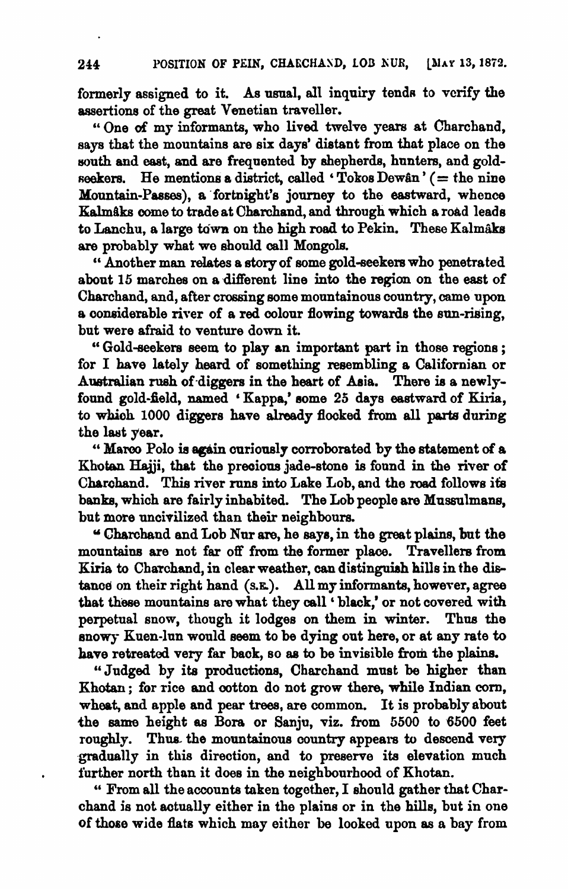formerly assigned to it. As usual, all inquiry tends to verify the assertions of the great Venetian traveller.

"One of my informants, who lived twelve years at Charchand, says that the mountains are six days' distant from that place on the south and east, and are frequented by shepherds, hunters, and gold-seekers. He mentions a district, called 'Tokos Dewân' (= the nine Mountain-Passes), a fortnight's journey to the eastward, whence Kalmâks come to trade at Charchand, and through which a road leads to Lanchu, a large town on the high road to Pekin. These Kalmâks are probably what we should call Mongols.

"Another man relates a story of some gold-seekers who penetrated about 15 marches on a different line into the region on the east of Charchand, and, after crossing some mountainous country, came upon a considerable river of a red colour flowing towards the sun-rising, but were afraid to venture down it.

"Gold-seekers seem to play an important part in those regions; for I have lately heard of something resembling a Californian or Australian rush of diggers in the heart of Asia. There is a newly-found gold-field, named 'Kappa,' some 25 days eastward of Kiria, to which 1000 diggers have already flocked from all parts during the last year.

"Marco Polo is again curiously corroborated by the statement of a Khotan Hajji, that the precious jade-stone is found in the river of Charchand. This river runs into Lake Lob, and the road follows its banks, which are fairly inhabited. The Lob people are Mussulmans, but more uncivilized than their neighbours.

"Charchand and Lob Nur are, he says, in the great plains, but the mountains are not far off from the former place. Travellers from Kiria to Charchand, in clear weather, can distinguish hills in the distance on their right hand (S.E.). All my informants, however, agree that these mountains are what they call 'black,' or not covered with perpetual snow, though it lodges on them in winter. Thus the snowy Kuen-lun would seem to be dying out here, or at any rate to have retreated very far back, so as to be invisible from the plains.

"Judged by its productions, Charchand must be higher than Khotan; for rice and cotton do not grow there, while Indian corn, wheat, and apple and pear trees, are common. It is probably about the same height as Bora or Sanju, viz. from 5500 to 6500 feet roughly. Thus the mountainous country appears to descend very gradually in this direction, and to preserve its elevation much further north than it does in the neighbourhood of Khotan.

"From all the accounts taken together, I should gather that Charchand is not actually either in the plains or in the hills, but in one of those wide flats which may either be looked upon as a bay from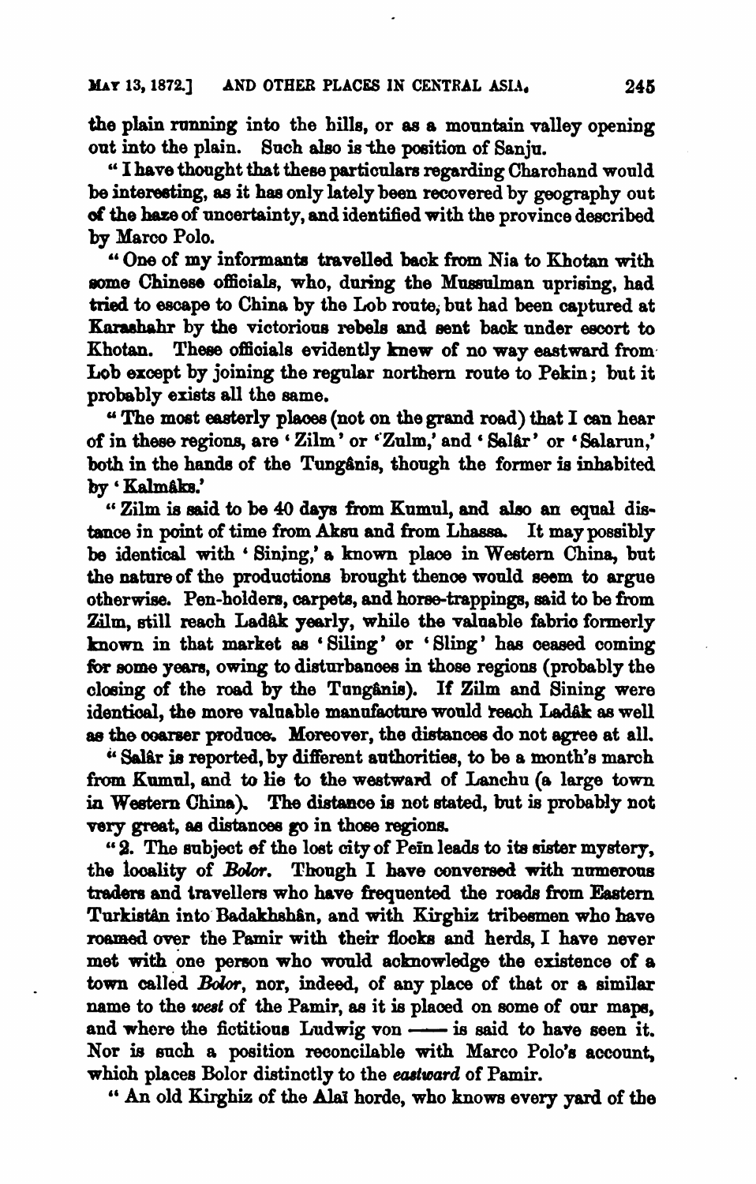the plain running into the hills, or as a mountain valley opening out into the plain. Such also is the position of Sanju.

"I have thought that these particulars regarding Charchand would be interesting, as it has only lately been recovered by geography out of the haze of uncertainty, and identified with the province described by Marco Polo.

"One of my informants travelled back from Nia to Khotan with some Chinese officials, who, during the Mussulman uprising, had tried to escape to China by the Lob route, but had been captured at Karashahr by the victorious rebels and sent back under escort to Khotan. These officials evidently knew of no way eastward from Lob except by joining the regular northern route to Pekin; but it probably exists all the same.

"The most easterly places (not on the grand road) that I can hear of in these regions, are 'Zilm' or 'Zulm,' and 'Salâr' or 'Salarun,' both in the hands of the Tungânis, though the former is inhabited by 'Kalmâks.'

"Zilm is said to be 40 days from Kumul, and also an equal distance in point of time from Aksu and from Lhassa. It may possibly be identical with 'Sining,' a known place in Western China, but the nature of the productions brought thence would seem to argue otherwise. Pen-holders, carpets, and horse-trappings, said to be from Zilm, still reach Ladâk yearly, while the valuable fabric formerly known in that market as 'Siling' or 'Sling' has ceased coming for some years, owing to disturbances in those regions (probably the closing of the road by the Tungânis). If Zilm and Sining were identical, the more valuable manufacture would reach Ladâk as well as the coarser produce. Moreover, the distances do not agree at all.

"Salâr is reported, by different authorities, to be a month's march from Kumul, and to lie to the westward of Lanchu (a large town in Western China). The distance is not stated, but is probably not very great, as distances go in those regions.

"2. The subject of the lost city of Peïn leads to its sister mystery, the locality of *Bolor*. Though I have conversed with numerous traders and travellers who have frequented the roads from Eastern Turkistân into Badakhshân, and with Kirghiz tribesmen who have roamed over the Pamir with their flocks and herds, I have never met with one person who would acknowledge the existence of a town called *Bolor*, nor, indeed, of any place of that or a similar name to the *west* of the Pamir, as it is placed on some of our maps, and where the fictitious Ludwig von —— is said to have seen it. Nor is such a position reconcilable with Marco Polo's account, which places Bolor distinctly to the *eastward* of Pamir.

"An old Kirghiz of the Alaï horde, who knows every yard of the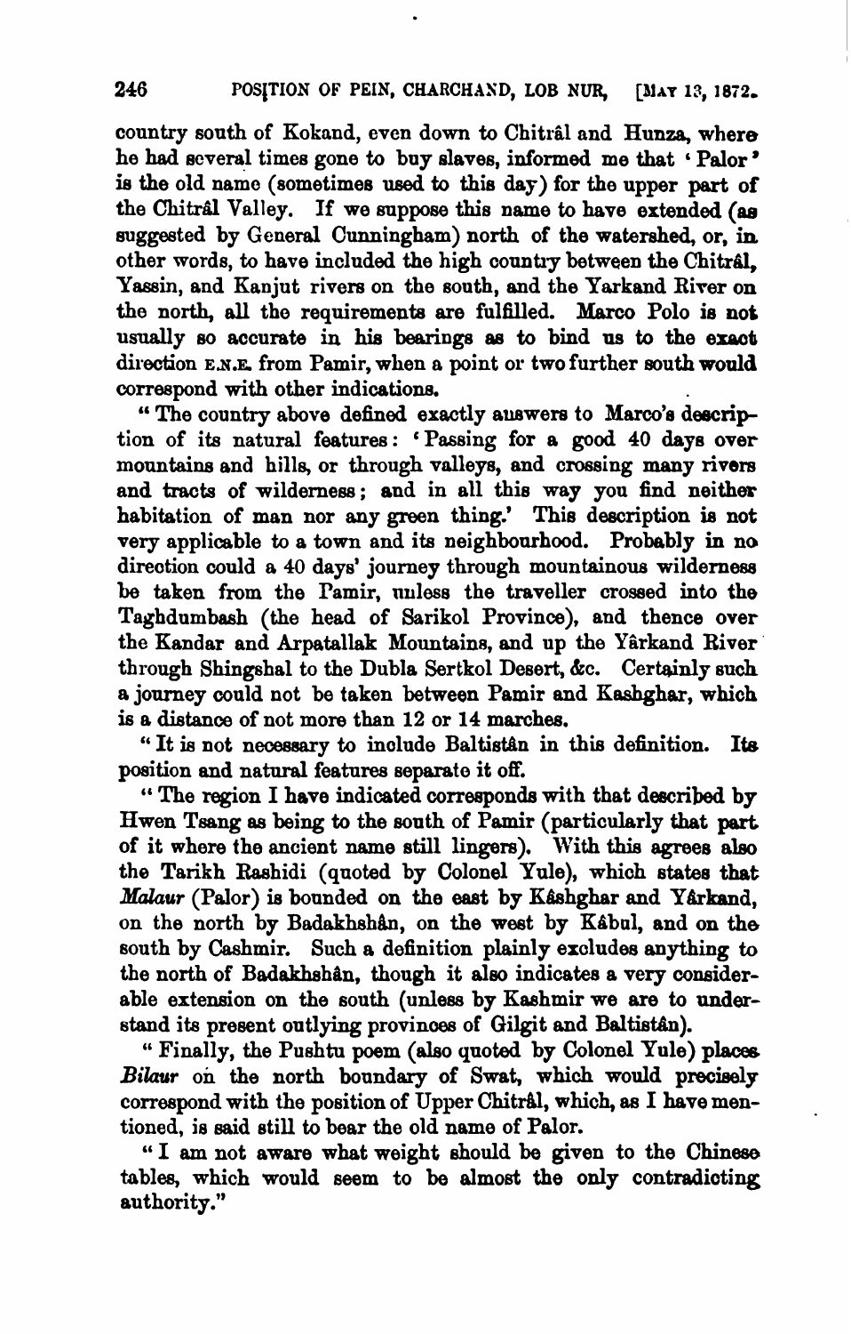country south of Kokand, even down to Chitrâl and Hunza, where he had several times gone to buy slaves, informed me that 'Palor' is the old name (sometimes used to this day) for the upper part of the Chitrâl Valley. If we suppose this name to have extended (as suggested by General Cunningham) north of the watershed, or, in other words, to have included the high country between the Chitrâl, Yassin, and Kanjut rivers on the south, and the Yarkand River on the north, all the requirements are fulfilled. Marco Polo is not usually so accurate in his bearings as to bind us to the exact direction E.N.E. from Pamir, when a point or two further south would correspond with other indications.

"The country above defined exactly answers to Marco's description of its natural features: 'Passing for a good 40 days over mountains and hills, or through valleys, and crossing many rivers and tracts of wilderness; and in all this way you find neither habitation of man nor any green thing.' This description is not very applicable to a town and its neighbourhood. Probably in no direction could a 40 days' journey through mountainous wilderness be taken from the Pamir, unless the traveller crossed into the Taghdumbash (the head of Sarikol Province), and thence over the Kandar and Arpatallak Mountains, and up the Yârkand River through Shingshal to the Dubla Sertkol Desert, &c. Certainly such a journey could not be taken between Pamir and Kashghar, which is a distance of not more than 12 or 14 marches.

"It is not necessary to include Baltistân in this definition. Its position and natural features separate it off.

"The region I have indicated corresponds with that described by Hwen Tsang as being to the south of Pamir (particularly that part of it where the ancient name still lingers). With this agrees also the Tarikh Rashidi (quoted by Colonel Yule), which states that *Malaur* (Palor) is bounded on the east by Kâshghar and Yârkand, on the north by Badakhshân, on the west by Kâbul, and on the south by Cashmir. Such a definition plainly excludes anything to the north of Badakhshân, though it also indicates a very considerable extension on the south (unless by Kashmir we are to understand its present outlying provinces of Gilgit and Baltistân).

"Finally, the Pushtu poem (also quoted by Colonel Yule) places *Bilaur* on the north boundary of Swat, which would precisely correspond with the position of Upper Chitrâl, which, as I have mentioned, is said still to bear the old name of Palor.

"I am not aware what weight should be given to the Chinese tables, which would seem to be almost the only contradicting authority."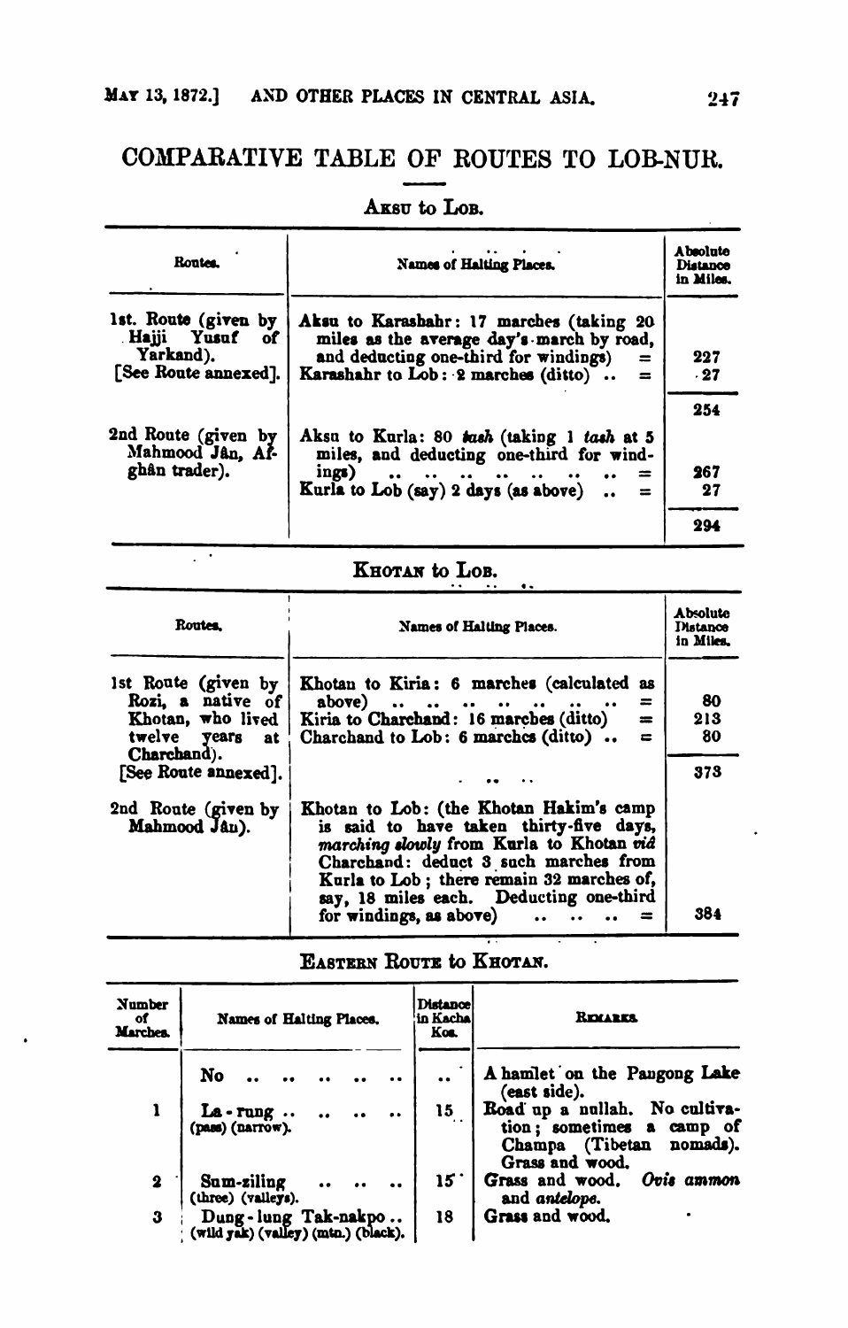## COMPARATIVE TABLE OF ROUTES TO LOB-NUR.

### Aksu to Lob.

| Routes. | Names of Halting Places. | Absolute Distance in Miles. |
|---|---|---|
| 1st. Route (given by Hajji Yusuf of Yarkand). [See Route annexed]. | Aksu to Karashahr: 17 marches (taking 20 miles as the average day's march by road, and deducting one-third for windings) = | 227 |
| | Karashahr to Lob: 2 marches (ditto) .. = | 27 |
| | | 254 |
| 2nd Route (given by Mahmood Jân, Afghân trader). | Aksu to Kurla: 80 *tash* (taking 1 *tash* at 5 miles, and deducting one-third for windings) .. .. .. .. .. .. .. = | 267 |
| | Kurla to Lob (say) 2 days (as above) .. = | 27 |
| | | 294 |

### Khotan to Lob.

| Routes. | Names of Halting Places. | Absolute Distance in Miles. |
|---|---|---|
| 1st Route (given by Rozi, a native of Khotan, who lived twelve years at Charchand). [See Route annexed]. | Khotan to Kiria: 6 marches (calculated as above) .. .. .. .. .. .. .. = | 80 |
| | Kiria to Charchand: 16 marches (ditto) = | 213 |
| | Charchand to Lob: 6 marches (ditto) .. = | 80 |
| | | 373 |
| 2nd Route (given by Mahmood Jân). | Khotan to Lob: (the Khotan Hakim's camp is said to have taken thirty-five days, *marching slowly* from Kurla to Khotan *viâ* Charchand: deduct 3 such marches from Kurla to Lob; there remain 32 marches of, say, 18 miles each. Deducting one-third for windings, as above) .. .. .. = | 384 |

### Eastern Route to Khotan.

| Number of Marches. | Names of Halting Places. | Distance in Kacha Kos. | Remarks. |
|---|---|---|---|
| | No .. .. .. .. .. .. | .. | A hamlet on the Pangong Lake (east side). |
| 1 | La-rung .. .. .. .. (pass) (narrow). | 15 | Road up a nullah. No cultivation; sometimes a camp of Champa (Tibetan nomads). Grass and wood. |
| 2 | Sum-ziling .. .. .. (three) (valleys). | 15 | Grass and wood. *Ovis ammon* and *antelope*. |
| 3 | Dung-lung Tak-nakpo .. (wild yak) (valley) (mtn.) (black). | 18 | Grass and wood. |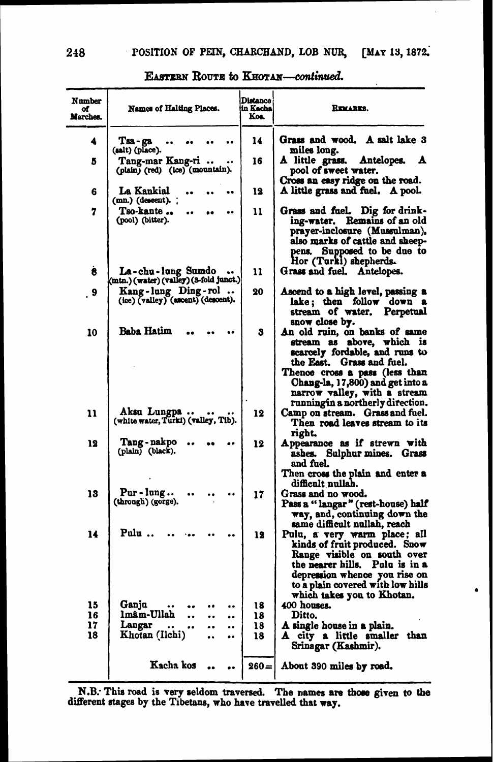## Eastern Route to Khotan—*continued.*

| Number of Marches. | Names of Halting Places. | Distance in Kacha Kos. | Remarks. |
|---|---|---|---|
| 4 | Tsa-ga .. .. .. .. (salt) (place). | 14 | Grass and wood. A salt lake 3 miles long. |
| 5 | Tang-mar Kang-ri .. .. (plain) (red) (ice) (mountain). | 16 | A little grass. Antelopes. A pool of sweet water. Cross an easy ridge on the road. |
| 6 | La Kankial .. .. .. (mn.) (descent). | 12 | A little grass and fuel. A pool. |
| 7 | Tso-kante .. .. .. .. (pool) (bitter). | 11 | Grass and fuel. Dig for drinking-water. Remains of an old prayer-inclosure (Mussulman), also marks of cattle and sheep-pens. Supposed to be due to Hor (Turki) shepherds. |
| 8 | La-chu-lung Sumdo .. (mtn.) (water) (valley) (3-fold junct.) | 11 | Grass and fuel. Antelopes. |
| 9 | Kang-lung Ding-rol .. (ice) (valley) (ascent) (descent). | 20 | Ascend to a high level, passing a lake; then follow down a stream of water. Perpetual snow close by. |
| 10 | Baba Hatim .. .. .. | 3 | An old ruin, on banks of same stream as above, which is scarcely fordable, and runs to the East. Grass and fuel. Thence cross a pass (less than Chang-la, 17,800) and get into a narrow valley, with a stream running in a northerly direction. |
| 11 | Aksu Lungpa .. .. .. (white water, Turki) (valley, Tib). | 12 | Camp on stream. Grass and fuel. Then road leaves stream to its right. |
| 12 | Tang-nakpo .. .. .. (plain) (black). | 12 | Appearance as if strewn with ashes. Sulphur mines. Grass and fuel. Then cross the plain and enter a difficult nullah. |
| 13 | Pur-lung.. .. .. .. (through) (gorge). | 17 | Grass and no wood. Pass a "langar" (rest-house) half way, and, continuing down the same difficult nullah, reach |
| 14 | Pulu .. .. .. .. .. | 12 | Pulu, a very warm place; all kinds of fruit produced. Snow Range visible on south over the nearer hills. Pulu is in a depression whence you rise on to a plain covered with low hills which takes you to Khotan. |
| 15 | Ganju .. .. .. .. | 18 | 400 houses. |
| 16 | Imâm-Ullah .. .. .. | 18 | Ditto. |
| 17 | Langar .. .. .. .. | 18 | A single house in a plain. |
| 18 | Khotan (Ilchi) .. .. | 18 | A city a little smaller than Srinagar (Kashmir). |
| | Kacha kos .. .. | 260= | About 390 miles by road. |

N.B. This road is very seldom traversed. The names are those given to the different stages by the Tibetans, who have travelled that way.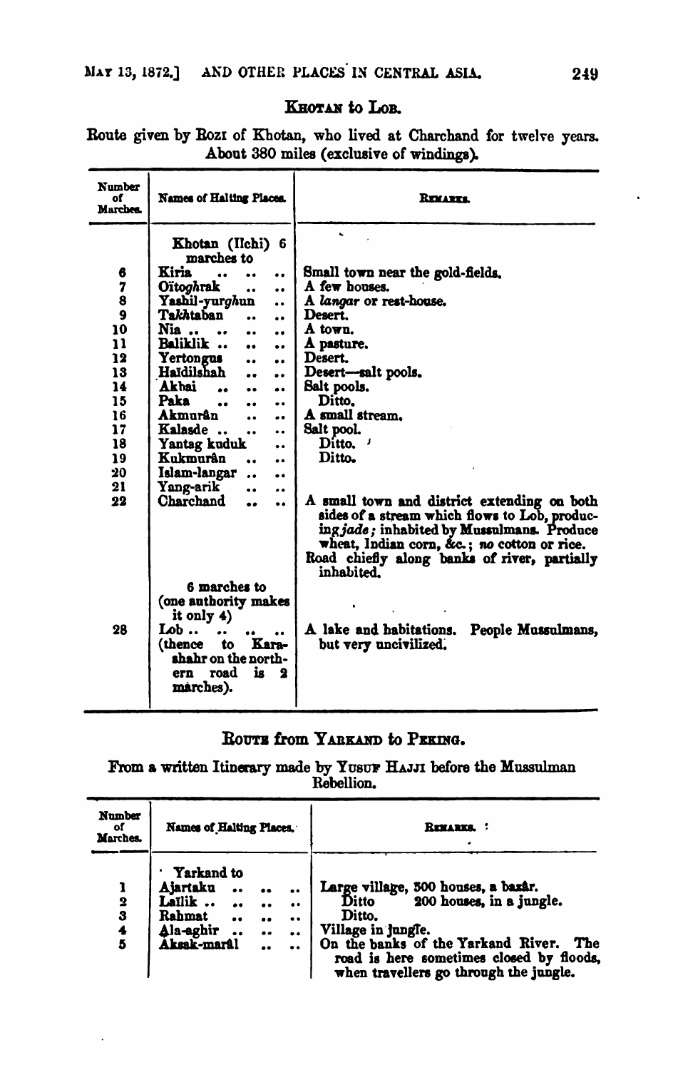## Khotan to Lob.

Route given by Rozi of Khotan, who lived at Charchand for twelve years. About 380 miles (exclusive of windings).

| Number of Marches. | Names of Halting Places. | Remarks. |
|---|---|---|
| | Khotan (Ilchi) 6 marches to | |
| 6 | Kiria .. .. .. | Small town near the gold-fields. |
| 7 | Oïtog*h*rak .. .. | A few houses. |
| 8 | Yashil-yurg*h*un .. | A *langar* or rest-house. |
| 9 | Ta*kh*taban .. .. | Desert. |
| 10 | Nia .. .. .. .. | A town. |
| 11 | Baliklik .. .. .. | A pasture. |
| 12 | Yertongus .. .. | Desert. |
| 13 | Haïdilshah .. .. | Desert—salt pools. |
| 14 | Akhai .. .. .. | Salt pools. |
| 15 | Paka .. .. .. | Ditto. |
| 16 | Akmurân .. .. | A small stream. |
| 17 | Kalasde .. .. .. | Salt pool. |
| 18 | Yantag kuduk .. | Ditto. |
| 19 | Kukmurân .. .. | Ditto. |
| 20 | Islam-langar .. .. | |
| 21 | Yang-arik .. .. | |
| 22 | Charchand .. .. | A small town and district extending on both sides of a stream which flows to Lob, producing *jade*; inhabited by Mussulmans. Produce wheat, Indian corn, &c.; *no* cotton or rice. Road chiefly along banks of river, partially inhabited. |
| | 6 marches to (one authority makes it only 4) | |
| 28 | Lob .. .. .. .. (thence to Karashahr on the northern road is 2 marches). | A lake and habitations. People Mussulmans, but very uncivilized. |

## Route from Yarkand to Peking.

From a written Itinerary made by Yusuf Hajji before the Mussulman Rebellion.

| Number of Marches. | Names of Halting Places. | Remarks. |
|---|---|---|
| | Yarkand to | |
| 1 | Ajartaku .. .. .. | Large village, 500 houses, a bazâr. |
| 2 | Laïlik .. .. .. .. | Ditto 200 houses, in a jungle. |
| 3 | Rahmat .. .. .. | Ditto. |
| 4 | Ala-aghir .. .. .. | Village in jungle. |
| 5 | Aksak-marâl .. .. | On the banks of the Yarkand River. The road is here sometimes closed by floods, when travellers go through the jungle. |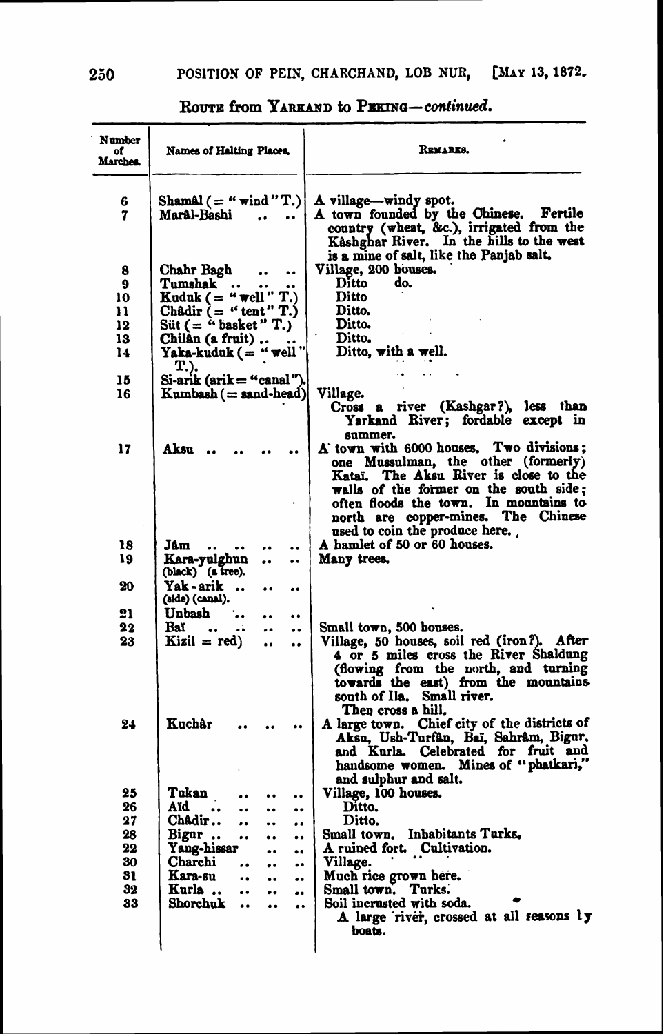Route from Yarkand to Peking—*continued.*

| Number of Marches. | Names of Halting Places. | Remarks. |
|---|---|---|
| 6 | Shamâl (= "wind" T.) | A village—windy spot. |
| 7 | Marâl-Bashi .. .. | A town founded by the Chinese. Fertile country (wheat, &c.), irrigated from the Kâshghar River. In the hills to the west is a mine of salt, like the Panjab salt. |
| 8 | Chahr Bagh .. .. | Village, 200 houses. |
| 9 | Tumshak .. .. .. | Ditto do. |
| 10 | Kuduk (= "well" T.) | Ditto |
| 11 | Châdir (= "tent" T.) | Ditto. |
| 12 | Süt (= "basket" T.) | Ditto. |
| 13 | Chilân (a fruit) .. .. | Ditto. |
| 14 | Yaka-kuduk (= "well" T.). | Ditto, with a well. |
| 15 | Si-arik (arik = "canal"). | |
| 16 | Kumbash (= sand-head) | Village. Cross a river (Kashgar?), less than Yarkand River; fordable except in summer. |
| 17 | Aksu .. .. .. .. | A town with 6000 houses. Two divisions; one Mussulman, the other (formerly) Kataï. The Aksu River is close to the walls of the former on the south side; often floods the town. In mountains to north are copper-mines. The Chinese used to coin the produce here. |
| 18 | Jâm .. .. .. .. | A hamlet of 50 or 60 houses. |
| 19 | Kara-yulghun .. .. (black) (a tree). | Many trees. |
| 20 | Yak-arik .. .. .. (side) (canal). | |
| 21 | Unbash .. .. .. | |
| 22 | Baï .. .. .. .. | Small town, 500 houses. |
| 23 | Kizil = red) .. .. | Village, 50 houses, soil red (iron?). After 4 or 5 miles cross the River Shaldung (flowing from the north, and turning towards the east) from the mountains south of Ila. Small river. Then cross a hill. |
| 24 | Kuchâr .. .. .. | A large town. Chief city of the districts of Aksu, Ush-Turfân, Baï, Sahrâm, Bigur, and Kurla. Celebrated for fruit and handsome women. Mines of "phatkari," and sulphur and salt. |
| 25 | Tukan .. .. .. | Village, 100 houses. |
| 26 | Aïd .. .. .. .. | Ditto. |
| 27 | Châdir .. .. .. .. | Ditto. |
| 28 | Bigur .. .. .. .. | Small town. Inhabitants Turks. |
| 22 | Yang-hissar .. .. | A ruined fort. Cultivation. |
| 30 | Charchi .. .. .. | Village. |
| 31 | Kara-su .. .. .. | Much rice grown here. |
| 32 | Kurla .. .. .. .. | Small town. Turks. |
| 33 | Shorchuk .. .. .. | Soil incrusted with soda. A large river, crossed at all seasons by boats. |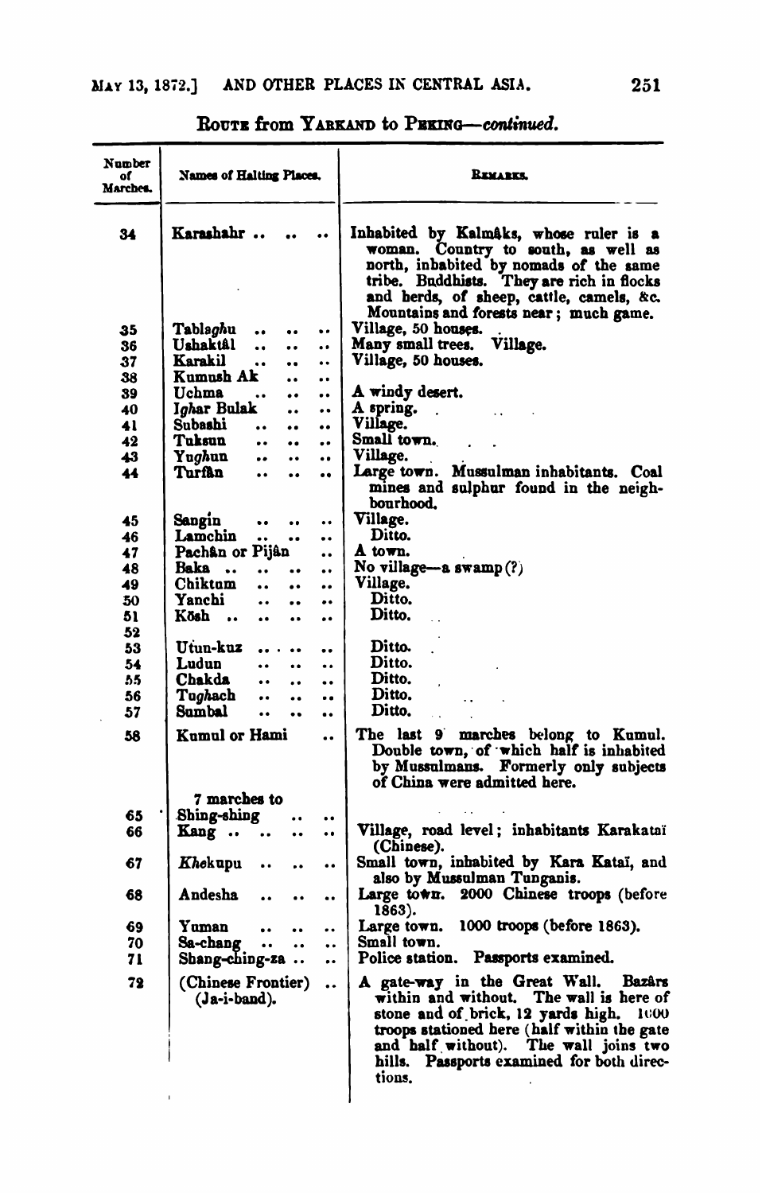Route from Yarkand to Peking—*continued.*

| Number of Marches. | Names of Halting Places. | Remarks. |
|---|---|---|
| 34 | Karashahr .. .. .. | Inhabited by Kalmâks, whose ruler is a woman. Country to south, as well as north, inhabited by nomads of the same tribe. Buddhists. They are rich in flocks and herds, of sheep, cattle, camels, &c. Mountains and forests near; much game. |
| 35 | Tabla*gh*u .. .. .. | Village, 50 houses. |
| 36 | Ushaktâl .. .. .. | Many small trees. Village. |
| 37 | Karakil .. .. .. | Village, 50 houses. |
| 38 | Kumush Ak .. .. | |
| 39 | Uchma .. .. .. | A windy desert. |
| 40 | I*gh*ar Bulak .. .. | A spring. |
| 41 | Subashi .. .. .. | Village. |
| 42 | Tuksun .. .. .. | Small town. |
| 43 | Yu*gh*un .. .. .. | Village. |
| 44 | Turfân .. .. .. | Large town. Mussulman inhabitants. Coal mines and sulphur found in the neighbourhood. |
| 45 | Sangin .. .. .. | Village. |
| 46 | Lamchin .. .. .. | Ditto. |
| 47 | Pachân or Pijân .. | A town. |
| 48 | Baka .. .. .. .. | No village—a swamp (?) |
| 49 | Chiktum .. .. .. | Village. |
| 50 | Yanchi .. .. .. | Ditto. |
| 51 | Kōsh .. .. .. .. | Ditto. |
| 52 | | |
| 53 | Utun-kuz .. .. .. | Ditto. |
| 54 | Ludun .. .. .. | Ditto. |
| 55 | Chakda .. .. .. | Ditto. |
| 56 | Tu*gh*ach .. .. .. | Ditto. |
| 57 | Sumbal .. .. .. | Ditto. |
| 58 | Kumul or Hami .. | The last 9 marches belong to Kumul. Double town, of which half is inhabited by Mussulmans. Formerly only subjects of China were admitted here. |
| | 7 marches to | |
| 65 | Shing-shing .. .. | |
| 66 | Kang .. .. .. .. | Village, road level; inhabitants Karakataï (Chinese). |
| 67 | *Kh*ekupu .. .. .. | Small town, inhabited by Kara Kataï, and also by Mussulman Tunganis. |
| 68 | Andesha .. .. .. | Large town. 2000 Chinese troops (before 1863). |
| 69 | Yuman .. .. .. | Large town. 1000 troops (before 1863). |
| 70 | Sa-chang .. .. .. | Small town. |
| 71 | Shang-ching-za .. | Police station. Passports examined. |
| 72 | (Chinese Frontier) (Ja-i-band). .. | A gate-way in the Great Wall. Bazârs within and without. The wall is here of stone and of brick, 12 yards high. 1000 troops stationed here (half within the gate and half without). The wall joins two hills. Passports examined for both directions. |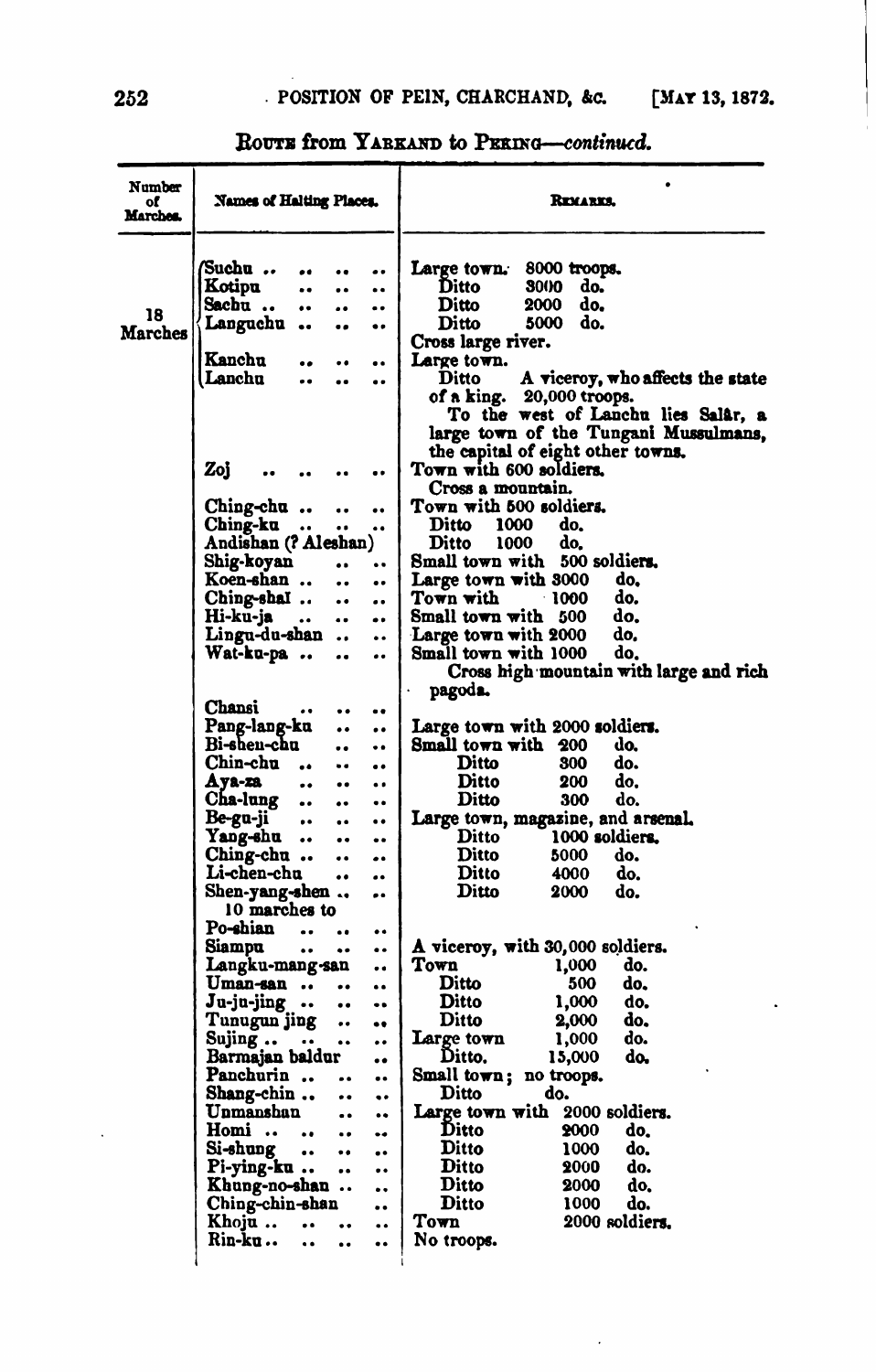Route from Yarkand to Peking—*continued.*

| Number of Marches. | Names of Halting Places. | Remarks. |
|---|---|---|
| 18 Marches | Suchu .. .. .. .. | Large town. 8000 troops. |
| | Kotipu .. .. .. | Ditto 3000 do. |
| | Sachu .. .. .. .. | Ditto 2000 do. |
| | Languchu .. .. .. | Ditto 5000 do. |
| | | Cross large river. |
| | Kanchu .. .. .. | Large town. |
| | Lanchu .. .. .. | Ditto A viceroy, who affects the state of a king. 20,000 troops. To the west of Lanchu lies Salâr, a large town of the Tungani Mussulmans, the capital of eight other towns. |
| | Zoj .. .. .. .. | Town with 600 soldiers. Cross a mountain. |
| | Ching-chu .. .. .. | Town with 500 soldiers. |
| | Ching-ku .. .. .. | Ditto 1000 do. |
| | Andishan (? Aleshan) | Ditto 1000 do. |
| | Shig-koyan .. .. | Small town with 500 soldiers. |
| | Koen-shan .. .. .. | Large town with 3000 do. |
| | Ching-shal .. .. .. | Town with 1000 do. |
| | Hi-ku-ja .. .. .. | Small town with 500 do. |
| | Lingu-du-shan .. .. | Large town with 2000 do. |
| | Wat-ku-pa .. .. .. | Small town with 1000 do. Cross high mountain with large and rich pagoda. |
| | Chansi .. .. .. | |
| | Pang-lang-ku .. .. | Large town with 2000 soldiers. |
| | Bi-sheu-chu .. .. | Small town with 200 do. |
| | Chin-chu .. .. .. | Ditto 300 do. |
| | Aya-za .. .. .. | Ditto 200 do. |
| | Cha-lung .. .. .. | Ditto 300 do. |
| | Be-gu-ji .. .. .. | Large town, magazine, and arsenal. |
| | Yang-shu .. .. .. | Ditto 1000 soldiers. |
| | Ching-chu .. .. .. | Ditto 5000 do. |
| | Li-chen-chu .. .. | Ditto 4000 do. |
| | Shen-yang-shen .. .. | Ditto 2000 do. |
| | 10 marches to | |
| | Po-shian .. .. .. | |
| | Siampu .. .. .. | A viceroy, with 30,000 soldiers. |
| | Langku-mang-san .. | Town 1,000 do. |
| | Uman-san .. .. .. | Ditto 500 do. |
| | Ju-ju-jing .. .. .. | Ditto 1,000 do. |
| | Tunugun jing .. .. | Ditto 2,000 do. |
| | Sujing .. .. .. .. | Large town 1,000 do. |
| | Barmajan baldur .. | Ditto. 15,000 do. |
| | Panchurin .. .. .. | Small town; no troops. |
| | Shang-chin .. .. .. | Ditto do. |
| | Unmanshan .. .. | Large town with 2000 soldiers. |
| | Homi .. .. .. .. | Ditto 2000 do. |
| | Si-shung .. .. .. | Ditto 1000 do. |
| | Pi-ying-ku .. .. .. | Ditto 2000 do. |
| | Khung-no-shan .. .. | Ditto 2000 do. |
| | Ching-chin-shan .. | Ditto 1000 do. |
| | Khoju .. .. .. .. | Town 2000 soldiers. |
| | Rin-ku .. .. .. .. | No troops. |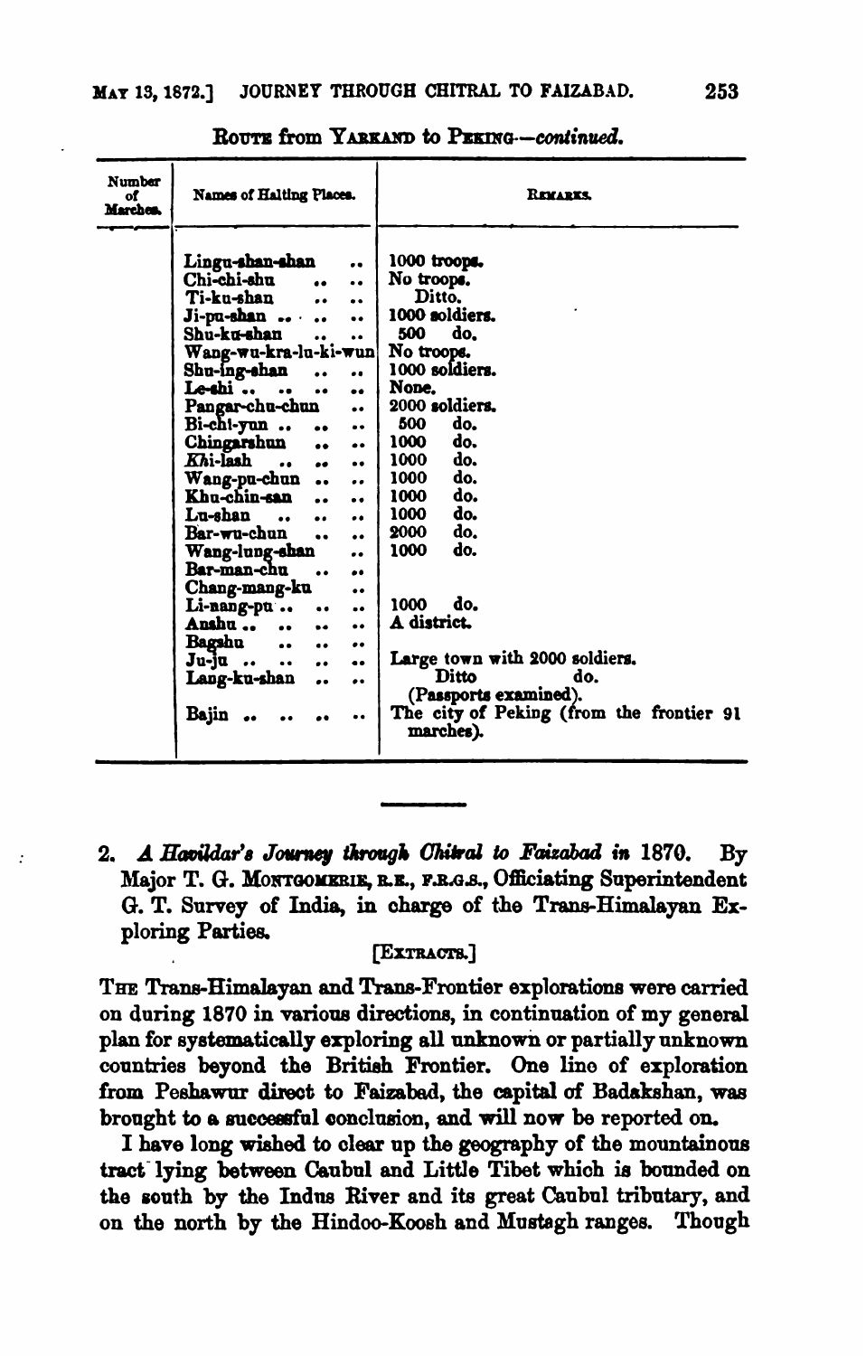ROUTE from YARKAND to PEKING—*continued.*

| Number of Marches. | Names of Halting Places. | REMARKS. |
|---|---|---|
| | Lingu-shan-shan .. | 1000 troops. |
| | Chi-chi-shu .. .. | No troops. |
| | Ti-ku-shan .. .. | Ditto. |
| | Ji-pu-shan .. .. .. | 1000 soldiers. |
| | Shu-ku-shan .. .. | 500 do. |
| | Wang-wu-kra-lu-ki-wun | No troops. |
| | Shu-ing-shan .. .. | 1000 soldiers. |
| | Le-shi .. .. .. .. | None. |
| | Pangar-chu-chun .. | 2000 soldiers. |
| | Bi-chi-yun .. .. .. | 500 do. |
| | Chingarshun .. .. | 1000 do. |
| | *Kh*i-lash .. .. .. | 1000 do. |
| | Wang-pu-chun .. .. | 1000 do. |
| | Khu-chin-san .. .. | 1000 do. |
| | Lu-shan .. .. .. | 1000 do. |
| | Bar-wu-chun .. .. | 2000 do. |
| | Wang-lung-shan .. | 1000 do. |
| | Bar-man-chu .. .. | |
| | Chang-mang-ku .. | |
| | Li-nang-pu .. .. .. | 1000 do. |
| | Anshu .. .. .. .. | A district. |
| | Bagshu .. .. .. | |
| | Ju-ju .. .. .. .. | Large town with 2000 soldiers. |
| | Lang-ku-shan .. .. | Ditto do. (Passports examined). |
| | Bajin .. .. .. .. | The city of Peking (from the frontier 91 marches). |

## 2. *A Havildar's Journey through Chitral to Faizabad in* 1870. By Major T. G. MONTGOMERIE, R.E., F.R.G.S., Officiating Superintendent G. T. Survey of India, in charge of the Trans-Himalayan Exploring Parties.

[EXTRACTS.]

THE Trans-Himalayan and Trans-Frontier explorations were carried on during 1870 in various directions, in continuation of my general plan for systematically exploring all unknown or partially unknown countries beyond the British Frontier. One line of exploration from Peshawur direct to Faizabad, the capital of Badakshan, was brought to a successful conclusion, and will now be reported on.

I have long wished to clear up the geography of the mountainous tract lying between Caubul and Little Tibet which is bounded on the south by the Indus River and its great Caubul tributary, and on the north by the Hindoo-Koosh and Mustagh ranges. Though